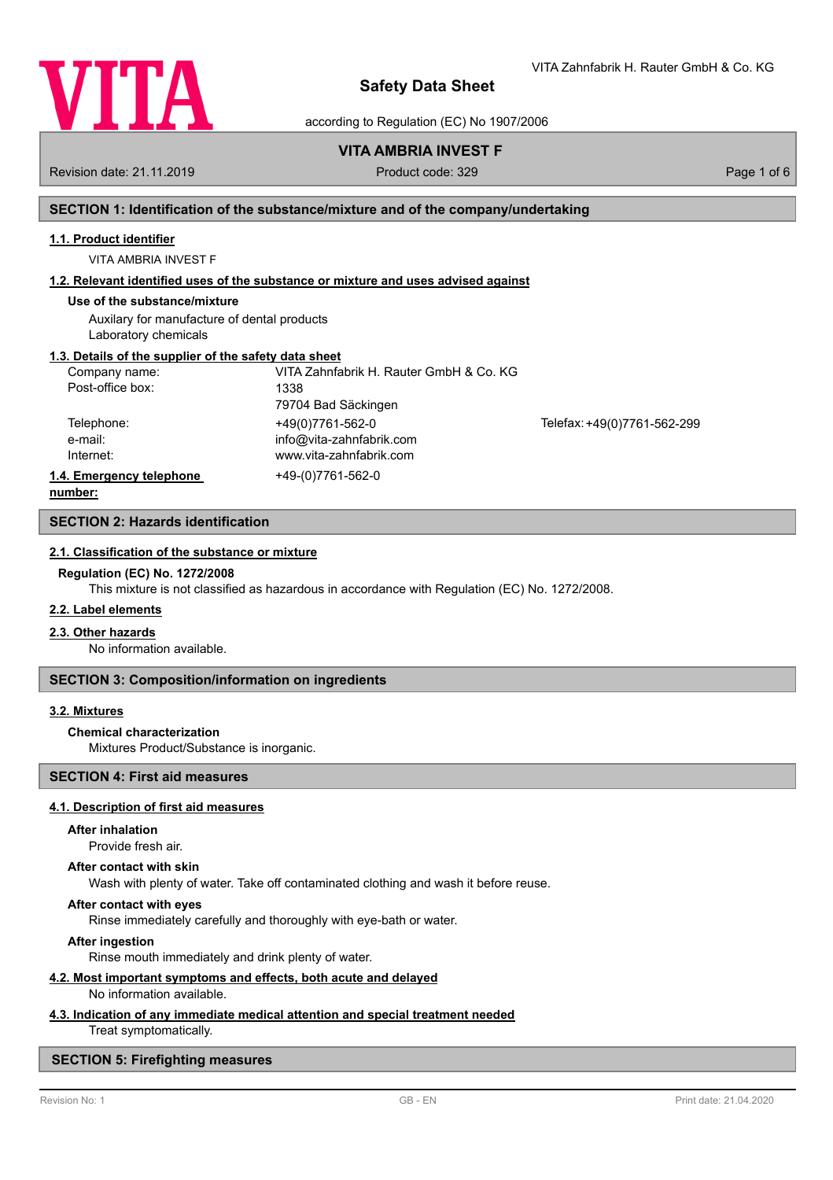# Safety Data Sheet

according to Regulation (EC) No 1907/2006

## VITA AMBRIA INVEST F

Revision date: 21.11.2019 | Product code: 329

## SECTION 1: Identification of the substance/mixture and of the company/undertaking

### 1.1. Product identifier

VITA AMBRIA INVEST F

### 1.2. Relevant identified uses of the substance or mixture and uses advised against

**Use of the substance/mixture**

Auxilary for manufacture of dental products
Laboratory chemicals

### 1.3. Details of the supplier of the safety data sheet

| | | |
|---|---|---|
| Company name: | VITA Zahnfabrik H. Rauter GmbH & Co. KG | |
| Post-office box: | 1338 | |
| | 79704 Bad Säckingen | |
| Telephone: | +49(0)7761-562-0 | Telefax: +49(0)7761-562-299 |
| e-mail: | info@vita-zahnfabrik.com | |
| Internet: | www.vita-zahnfabrik.com | |

### 1.4. Emergency telephone number:

+49-(0)7761-562-0

## SECTION 2: Hazards identification

### 2.1. Classification of the substance or mixture

**Regulation (EC) No. 1272/2008**

This mixture is not classified as hazardous in accordance with Regulation (EC) No. 1272/2008.

### 2.2. Label elements

### 2.3. Other hazards

No information available.

## SECTION 3: Composition/information on ingredients

### 3.2. Mixtures

**Chemical characterization**

Mixtures Product/Substance is inorganic.

## SECTION 4: First aid measures

### 4.1. Description of first aid measures

**After inhalation**

Provide fresh air.

**After contact with skin**

Wash with plenty of water. Take off contaminated clothing and wash it before reuse.

**After contact with eyes**

Rinse immediately carefully and thoroughly with eye-bath or water.

**After ingestion**

Rinse mouth immediately and drink plenty of water.

### 4.2. Most important symptoms and effects, both acute and delayed

No information available.

### 4.3. Indication of any immediate medical attention and special treatment needed

Treat symptomatically.

## SECTION 5: Firefighting measures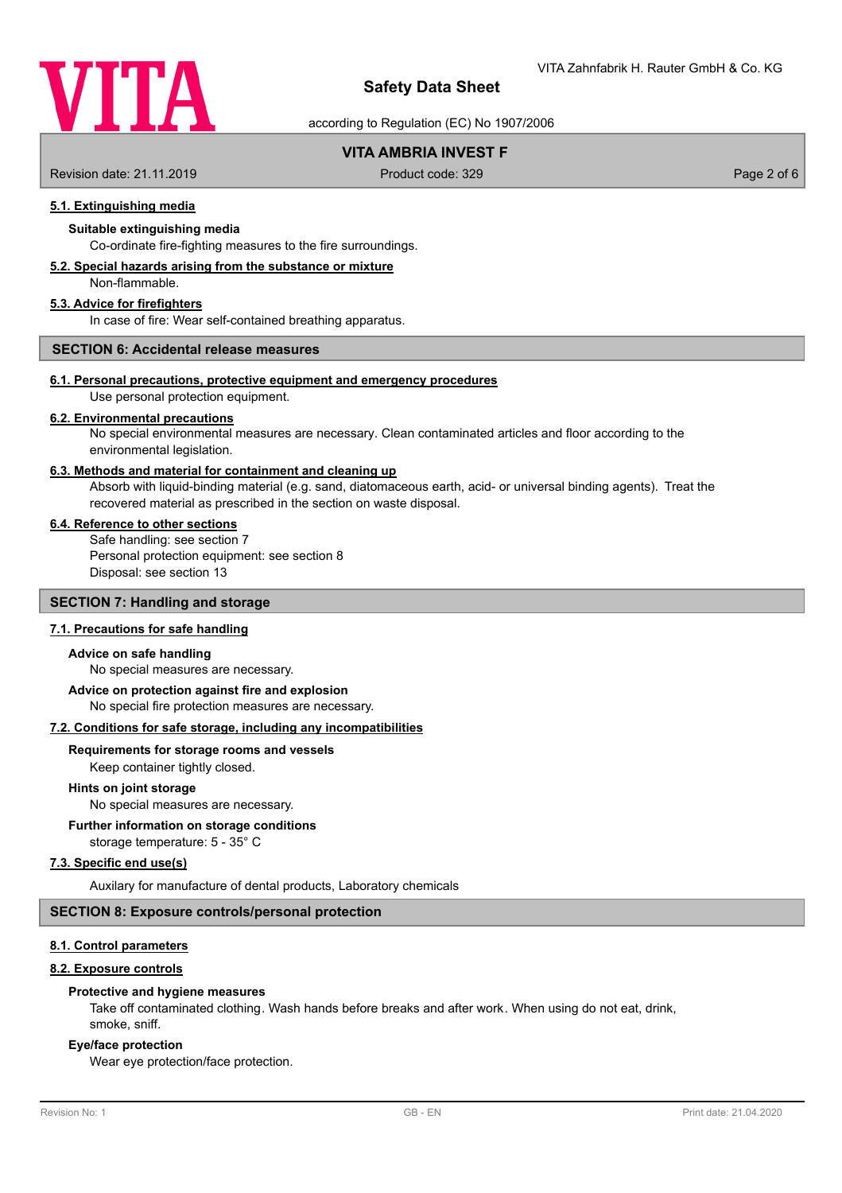#### 5.1. Extinguishing media

**Suitable extinguishing media**

Co-ordinate fire-fighting measures to the fire surroundings.

#### 5.2. Special hazards arising from the substance or mixture

Non-flammable.

#### 5.3. Advice for firefighters

In case of fire: Wear self-contained breathing apparatus.

## SECTION 6: Accidental release measures

#### 6.1. Personal precautions, protective equipment and emergency procedures

Use personal protection equipment.

#### 6.2. Environmental precautions

No special environmental measures are necessary. Clean contaminated articles and floor according to the environmental legislation.

#### 6.3. Methods and material for containment and cleaning up

Absorb with liquid-binding material (e.g. sand, diatomaceous earth, acid- or universal binding agents). Treat the recovered material as prescribed in the section on waste disposal.

#### 6.4. Reference to other sections

Safe handling: see section 7
Personal protection equipment: see section 8
Disposal: see section 13

## SECTION 7: Handling and storage

#### 7.1. Precautions for safe handling

**Advice on safe handling**

No special measures are necessary.

**Advice on protection against fire and explosion**

No special fire protection measures are necessary.

#### 7.2. Conditions for safe storage, including any incompatibilities

**Requirements for storage rooms and vessels**

Keep container tightly closed.

**Hints on joint storage**

No special measures are necessary.

**Further information on storage conditions**

storage temperature: 5 - 35° C

#### 7.3. Specific end use(s)

Auxilary for manufacture of dental products, Laboratory chemicals

## SECTION 8: Exposure controls/personal protection

#### 8.1. Control parameters

#### 8.2. Exposure controls

**Protective and hygiene measures**

Take off contaminated clothing. Wash hands before breaks and after work. When using do not eat, drink, smoke, sniff.

**Eye/face protection**

Wear eye protection/face protection.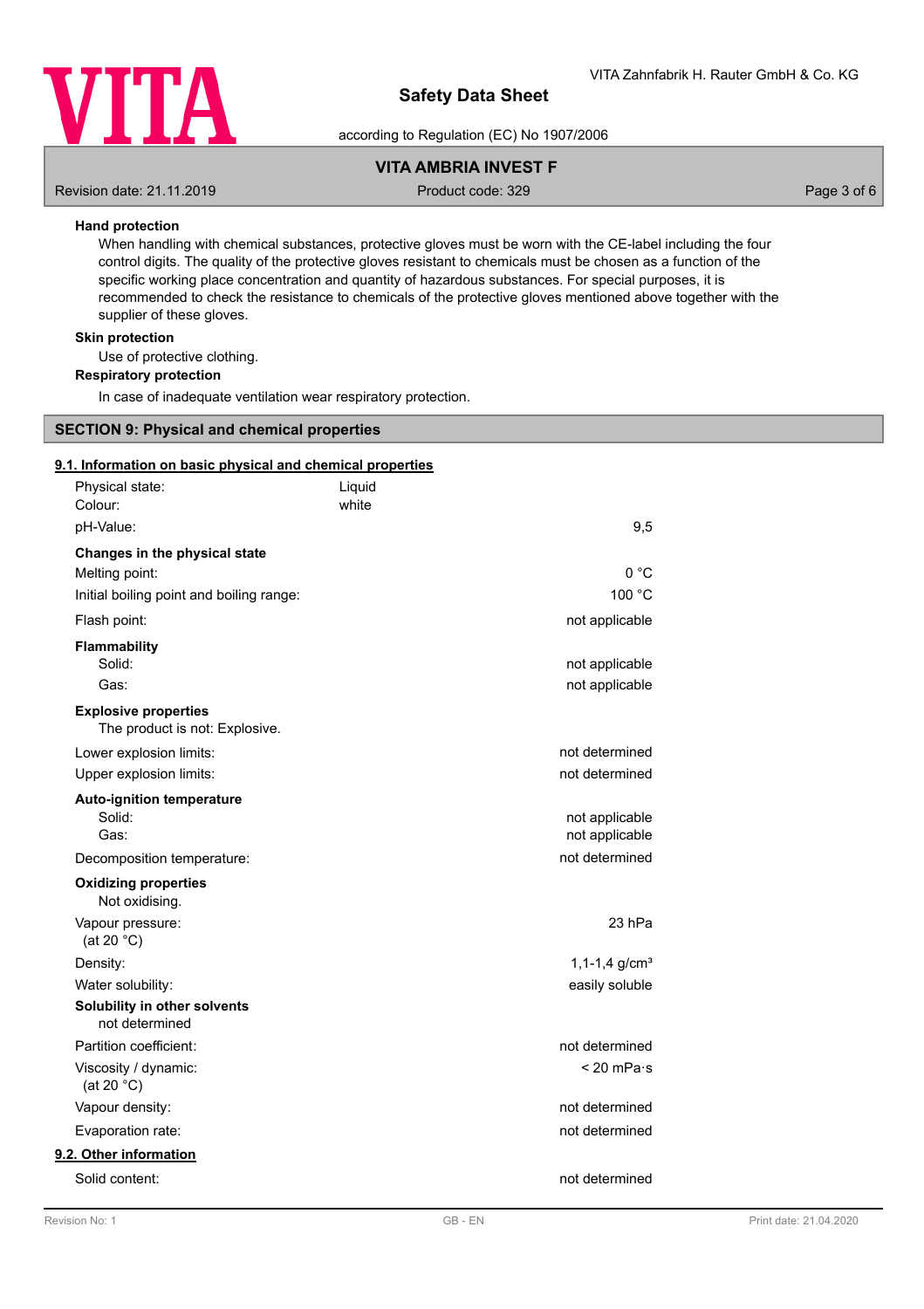**Hand protection**

When handling with chemical substances, protective gloves must be worn with the CE-label including the four control digits. The quality of the protective gloves resistant to chemicals must be chosen as a function of the specific working place concentration and quantity of hazardous substances. For special purposes, it is recommended to check the resistance to chemicals of the protective gloves mentioned above together with the supplier of these gloves.

**Skin protection**

Use of protective clothing.

**Respiratory protection**

In case of inadequate ventilation wear respiratory protection.

## SECTION 9: Physical and chemical properties

### 9.1. Information on basic physical and chemical properties

Physical state: Liquid
Colour: white

| | |
|---|---|
| pH-Value: | 9,5 |

**Changes in the physical state**

| | |
|---|---|
| Melting point: | 0 °C |
| Initial boiling point and boiling range: | 100 °C |
| Flash point: | not applicable |

**Flammability**

| | |
|---|---|
| Solid: | not applicable |
| Gas: | not applicable |

**Explosive properties**

The product is not: Explosive.

| | |
|---|---|
| Lower explosion limits: | not determined |
| Upper explosion limits: | not determined |

**Auto-ignition temperature**

| | |
|---|---|
| Solid: | not applicable |
| Gas: | not applicable |
| Decomposition temperature: | not determined |

**Oxidizing properties**

Not oxidising.

| | |
|---|---|
| Vapour pressure: (at 20 °C) | 23 hPa |
| Density: | 1,1-1,4 g/cm³ |
| Water solubility: | easily soluble |

**Solubility in other solvents**

not determined

| | |
|---|---|
| Partition coefficient: | not determined |
| Viscosity / dynamic: (at 20 °C) | < 20 mPa·s |
| Vapour density: | not determined |
| Evaporation rate: | not determined |

### 9.2. Other information

| | |
|---|---|
| Solid content: | not determined |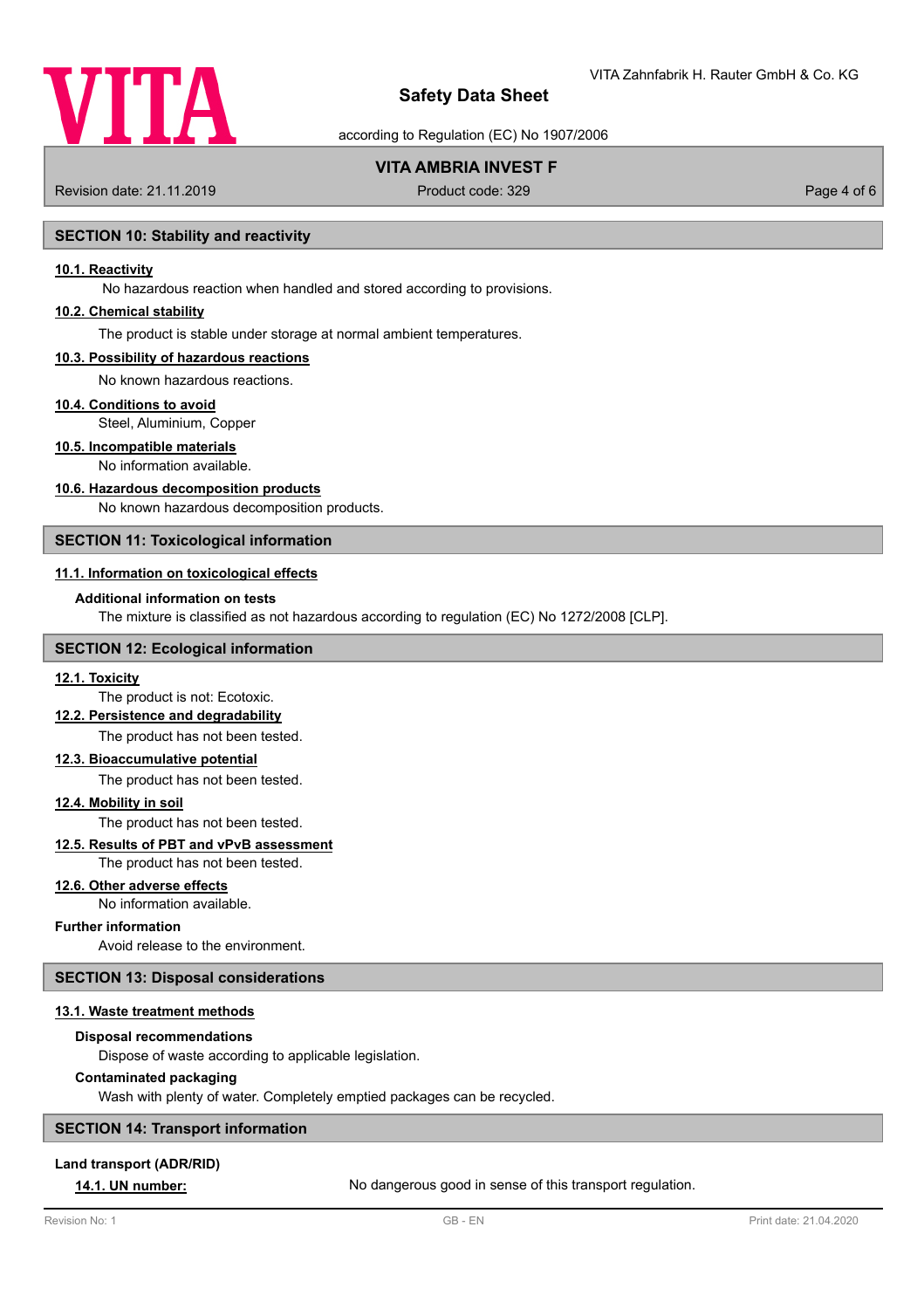## SECTION 10: Stability and reactivity

**10.1. Reactivity**

No hazardous reaction when handled and stored according to provisions.

**10.2. Chemical stability**

The product is stable under storage at normal ambient temperatures.

**10.3. Possibility of hazardous reactions**

No known hazardous reactions.

**10.4. Conditions to avoid**

Steel, Aluminium, Copper

**10.5. Incompatible materials**

No information available.

**10.6. Hazardous decomposition products**

No known hazardous decomposition products.

## SECTION 11: Toxicological information

**11.1. Information on toxicological effects**

**Additional information on tests**

The mixture is classified as not hazardous according to regulation (EC) No 1272/2008 [CLP].

## SECTION 12: Ecological information

**12.1. Toxicity**

The product is not: Ecotoxic.

**12.2. Persistence and degradability**

The product has not been tested.

**12.3. Bioaccumulative potential**

The product has not been tested.

**12.4. Mobility in soil**

The product has not been tested.

**12.5. Results of PBT and vPvB assessment**

The product has not been tested.

**12.6. Other adverse effects**

No information available.

**Further information**

Avoid release to the environment.

## SECTION 13: Disposal considerations

**13.1. Waste treatment methods**

**Disposal recommendations**

Dispose of waste according to applicable legislation.

**Contaminated packaging**

Wash with plenty of water. Completely emptied packages can be recycled.

## SECTION 14: Transport information

**Land transport (ADR/RID)**

**14.1. UN number:** No dangerous good in sense of this transport regulation.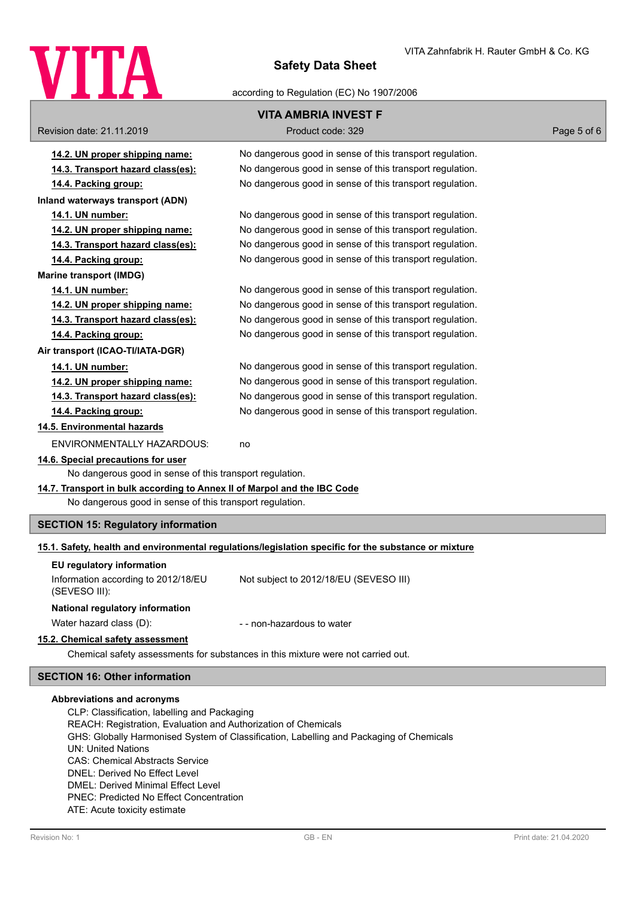**14.2. UN proper shipping name:** No dangerous good in sense of this transport regulation.
**14.3. Transport hazard class(es):** No dangerous good in sense of this transport regulation.
**14.4. Packing group:** No dangerous good in sense of this transport regulation.

**Inland waterways transport (ADN)**

**14.1. UN number:** No dangerous good in sense of this transport regulation.
**14.2. UN proper shipping name:** No dangerous good in sense of this transport regulation.
**14.3. Transport hazard class(es):** No dangerous good in sense of this transport regulation.
**14.4. Packing group:** No dangerous good in sense of this transport regulation.

**Marine transport (IMDG)**

**14.1. UN number:** No dangerous good in sense of this transport regulation.
**14.2. UN proper shipping name:** No dangerous good in sense of this transport regulation.
**14.3. Transport hazard class(es):** No dangerous good in sense of this transport regulation.
**14.4. Packing group:** No dangerous good in sense of this transport regulation.

**Air transport (ICAO-TI/IATA-DGR)**

**14.1. UN number:** No dangerous good in sense of this transport regulation.
**14.2. UN proper shipping name:** No dangerous good in sense of this transport regulation.
**14.3. Transport hazard class(es):** No dangerous good in sense of this transport regulation.
**14.4. Packing group:** No dangerous good in sense of this transport regulation.

**14.5. Environmental hazards**

ENVIRONMENTALLY HAZARDOUS: no

**14.6. Special precautions for user**

No dangerous good in sense of this transport regulation.

**14.7. Transport in bulk according to Annex II of Marpol and the IBC Code**

No dangerous good in sense of this transport regulation.

## SECTION 15: Regulatory information

**15.1. Safety, health and environmental regulations/legislation specific for the substance or mixture**

**EU regulatory information**

Information according to 2012/18/EU (SEVESO III): Not subject to 2012/18/EU (SEVESO III)

**National regulatory information**

Water hazard class (D): - - non-hazardous to water

**15.2. Chemical safety assessment**

Chemical safety assessments for substances in this mixture were not carried out.

## SECTION 16: Other information

**Abbreviations and acronyms**

CLP: Classification, labelling and Packaging
REACH: Registration, Evaluation and Authorization of Chemicals
GHS: Globally Harmonised System of Classification, Labelling and Packaging of Chemicals
UN: United Nations
CAS: Chemical Abstracts Service
DNEL: Derived No Effect Level
DMEL: Derived Minimal Effect Level
PNEC: Predicted No Effect Concentration
ATE: Acute toxicity estimate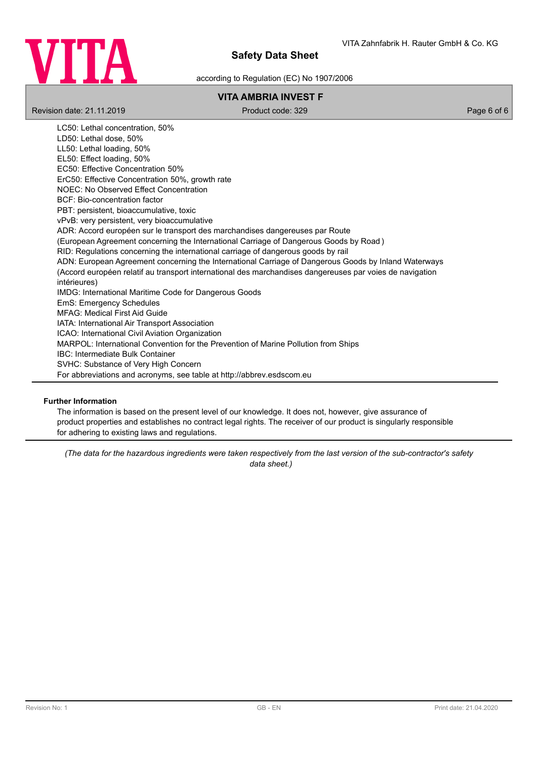LC50: Lethal concentration, 50%
LD50: Lethal dose, 50%
LL50: Lethal loading, 50%
EL50: Effect loading, 50%
EC50: Effective Concentration 50%
ErC50: Effective Concentration 50%, growth rate
NOEC: No Observed Effect Concentration
BCF: Bio-concentration factor
PBT: persistent, bioaccumulative, toxic
vPvB: very persistent, very bioaccumulative
ADR: Accord européen sur le transport des marchandises dangereuses par Route
(European Agreement concerning the International Carriage of Dangerous Goods by Road )
RID: Regulations concerning the international carriage of dangerous goods by rail
ADN: European Agreement concerning the International Carriage of Dangerous Goods by Inland Waterways
(Accord européen relatif au transport international des marchandises dangereuses par voies de navigation intérieures)
IMDG: International Maritime Code for Dangerous Goods
EmS: Emergency Schedules
MFAG: Medical First Aid Guide
IATA: International Air Transport Association
ICAO: International Civil Aviation Organization
MARPOL: International Convention for the Prevention of Marine Pollution from Ships
IBC: Intermediate Bulk Container
SVHC: Substance of Very High Concern
For abbreviations and acronyms, see table at http://abbrev.esdscom.eu

**Further Information**

The information is based on the present level of our knowledge. It does not, however, give assurance of product properties and establishes no contract legal rights. The receiver of our product is singularly responsible for adhering to existing laws and regulations.

*(The data for the hazardous ingredients were taken respectively from the last version of the sub-contractor's safety data sheet.)*